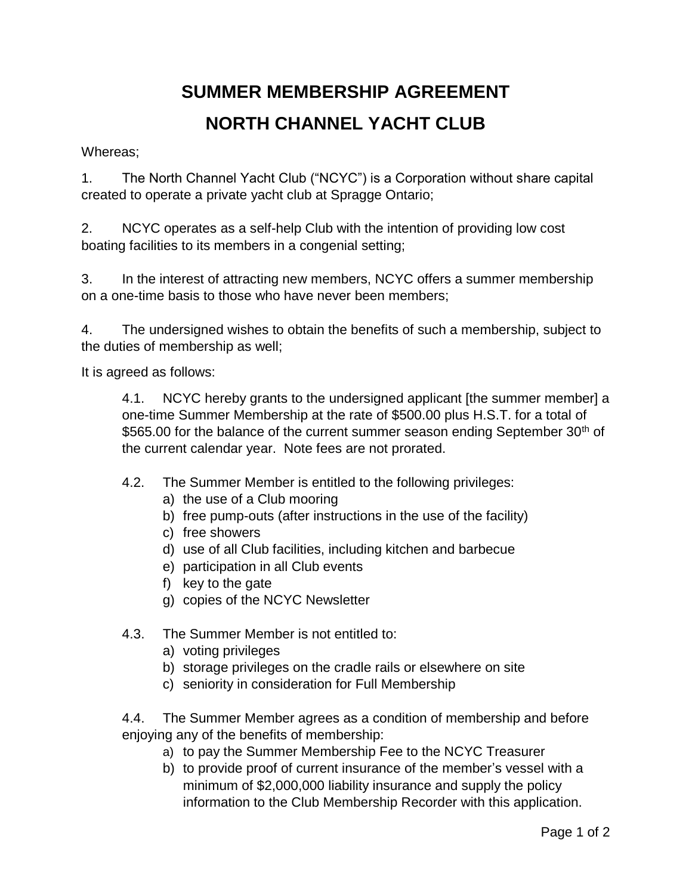# SUMMER MEMBERSHIP AGREEMENT

# NORTH CHANNEL YACHT CLUB

Whereas;

1. The North Channel Yacht Club ("NCYC") is a Corporation without share capital created to operate a private yacht club at Spragge Ontario;

2. NCYC operates as a self-help Club with the intention of providing low cost boating facilities to its members in a congenial setting;

3. In the interest of attracting new members, NCYC offers a summer membership on a one-time basis to those who have never been members;

4. The undersigned wishes to obtain the benefits of such a membership, subject to the duties of membership as well;

It is agreed as follows:

> 4.1. NCYC hereby grants to the undersigned applicant [the summer member] a one-time Summer Membership at the rate of $500.00 plus H.S.T. for a total of $565.00 for the balance of the current summer season ending September 30th of the current calendar year. Note fees are not prorated.
>
> 4.2. The Summer Member is entitled to the following privileges:
> a) the use of a Club mooring
> b) free pump-outs (after instructions in the use of the facility)
> c) free showers
> d) use of all Club facilities, including kitchen and barbecue
> e) participation in all Club events
> f) key to the gate
> g) copies of the NCYC Newsletter
>
> 4.3. The Summer Member is not entitled to:
> a) voting privileges
> b) storage privileges on the cradle rails or elsewhere on site
> c) seniority in consideration for Full Membership
>
> 4.4. The Summer Member agrees as a condition of membership and before enjoying any of the benefits of membership:
> a) to pay the Summer Membership Fee to the NCYC Treasurer
> b) to provide proof of current insurance of the member's vessel with a minimum of $2,000,000 liability insurance and supply the policy information to the Club Membership Recorder with this application.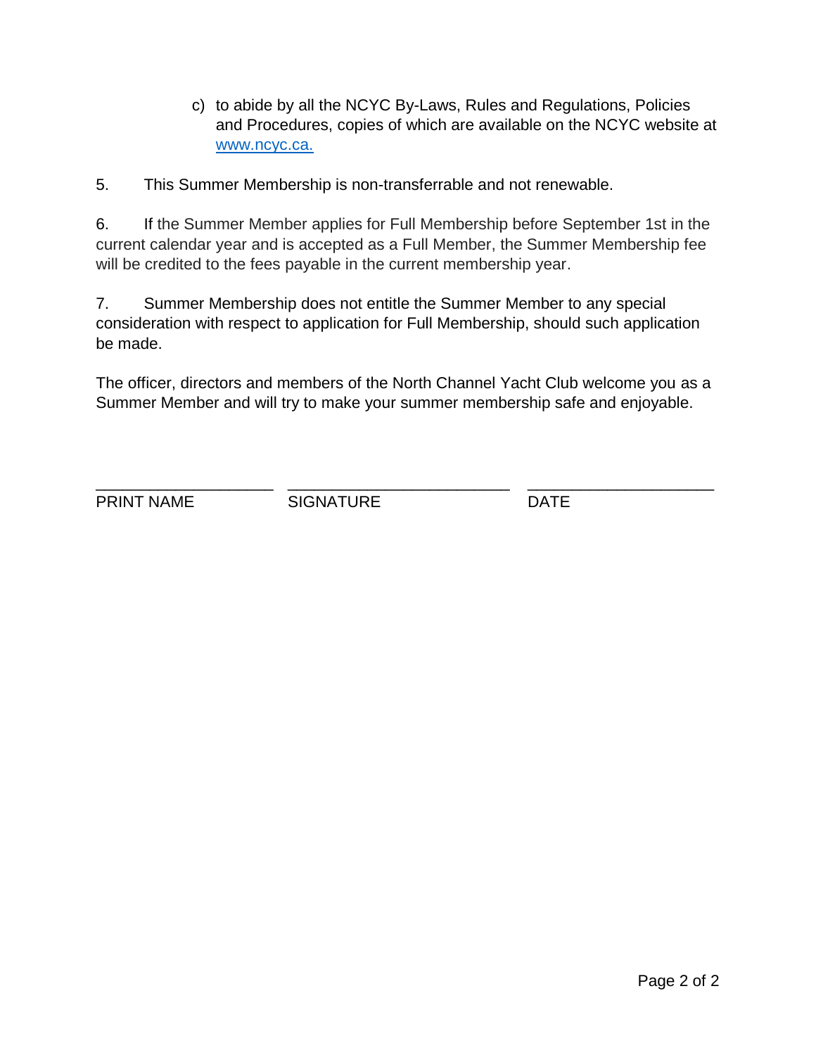c) to abide by all the NCYC By-Laws, Rules and Regulations, Policies and Procedures, copies of which are available on the NCYC website at [www.ncyc.ca.](http://www.ncyc.ca)

5. This Summer Membership is non-transferrable and not renewable.

6. If the Summer Member applies for Full Membership before September 1st in the current calendar year and is accepted as a Full Member, the Summer Membership fee will be credited to the fees payable in the current membership year.

7. Summer Membership does not entitle the Summer Member to any special consideration with respect to application for Full Membership, should such application be made.

The officer, directors and members of the North Channel Yacht Club welcome you as a Summer Member and will try to make your summer membership safe and enjoyable.

| | | |
|---|---|---|
| ____________________ | _________________________ | _____________________ |
| PRINT NAME | SIGNATURE | DATE |